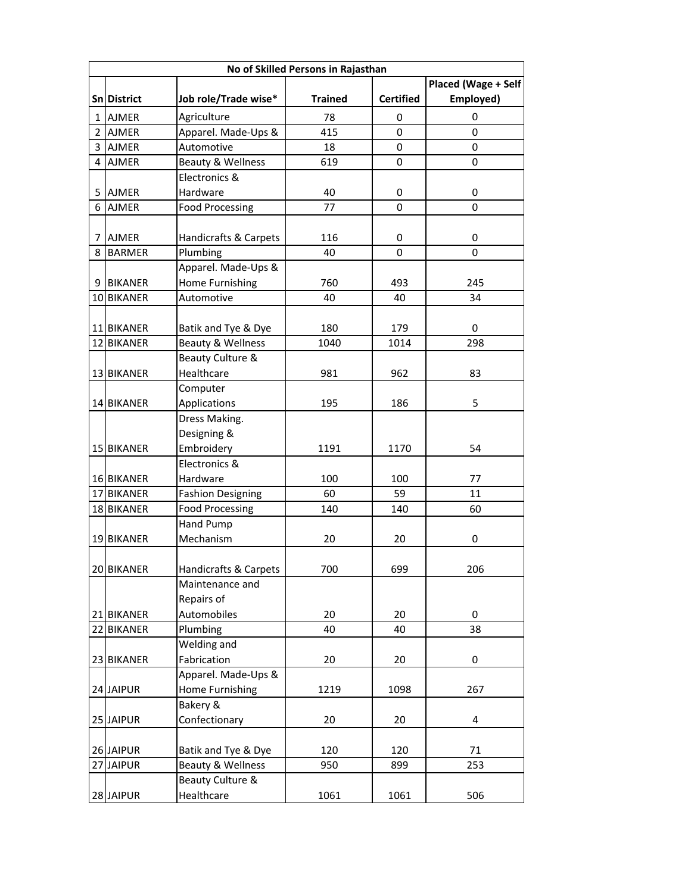| No of Skilled Persons in Rajasthan | | | | | |
|---|---|---|---|---|---|
| Sn | District | Job role/Trade wise* | Trained | Certified | Placed (Wage + Self Employed) |
| 1 | AJMER | Agriculture | 78 | 0 | 0 |
| 2 | AJMER | Apparel. Made-Ups & | 415 | 0 | 0 |
| 3 | AJMER | Automotive | 18 | 0 | 0 |
| 4 | AJMER | Beauty & Wellness | 619 | 0 | 0 |
| 5 | AJMER | Electronics & Hardware | 40 | 0 | 0 |
| 6 | AJMER | Food Processing | 77 | 0 | 0 |
| 7 | AJMER | Handicrafts & Carpets | 116 | 0 | 0 |
| 8 | BARMER | Plumbing | 40 | 0 | 0 |
| 9 | BIKANER | Apparel. Made-Ups & Home Furnishing | 760 | 493 | 245 |
| 10 | BIKANER | Automotive | 40 | 40 | 34 |
| 11 | BIKANER | Batik and Tye & Dye | 180 | 179 | 0 |
| 12 | BIKANER | Beauty & Wellness | 1040 | 1014 | 298 |
| 13 | BIKANER | Beauty Culture & Healthcare | 981 | 962 | 83 |
| 14 | BIKANER | Computer Applications | 195 | 186 | 5 |
| 15 | BIKANER | Dress Making. Designing & Embroidery | 1191 | 1170 | 54 |
| 16 | BIKANER | Electronics & Hardware | 100 | 100 | 77 |
| 17 | BIKANER | Fashion Designing | 60 | 59 | 11 |
| 18 | BIKANER | Food Processing | 140 | 140 | 60 |
| 19 | BIKANER | Hand Pump Mechanism | 20 | 20 | 0 |
| 20 | BIKANER | Handicrafts & Carpets | 700 | 699 | 206 |
| 21 | BIKANER | Maintenance and Repairs of Automobiles | 20 | 20 | 0 |
| 22 | BIKANER | Plumbing | 40 | 40 | 38 |
| 23 | BIKANER | Welding and Fabrication | 20 | 20 | 0 |
| 24 | JAIPUR | Apparel. Made-Ups & Home Furnishing | 1219 | 1098 | 267 |
| 25 | JAIPUR | Bakery & Confectionary | 20 | 20 | 4 |
| 26 | JAIPUR | Batik and Tye & Dye | 120 | 120 | 71 |
| 27 | JAIPUR | Beauty & Wellness | 950 | 899 | 253 |
| 28 | JAIPUR | Beauty Culture & Healthcare | 1061 | 1061 | 506 |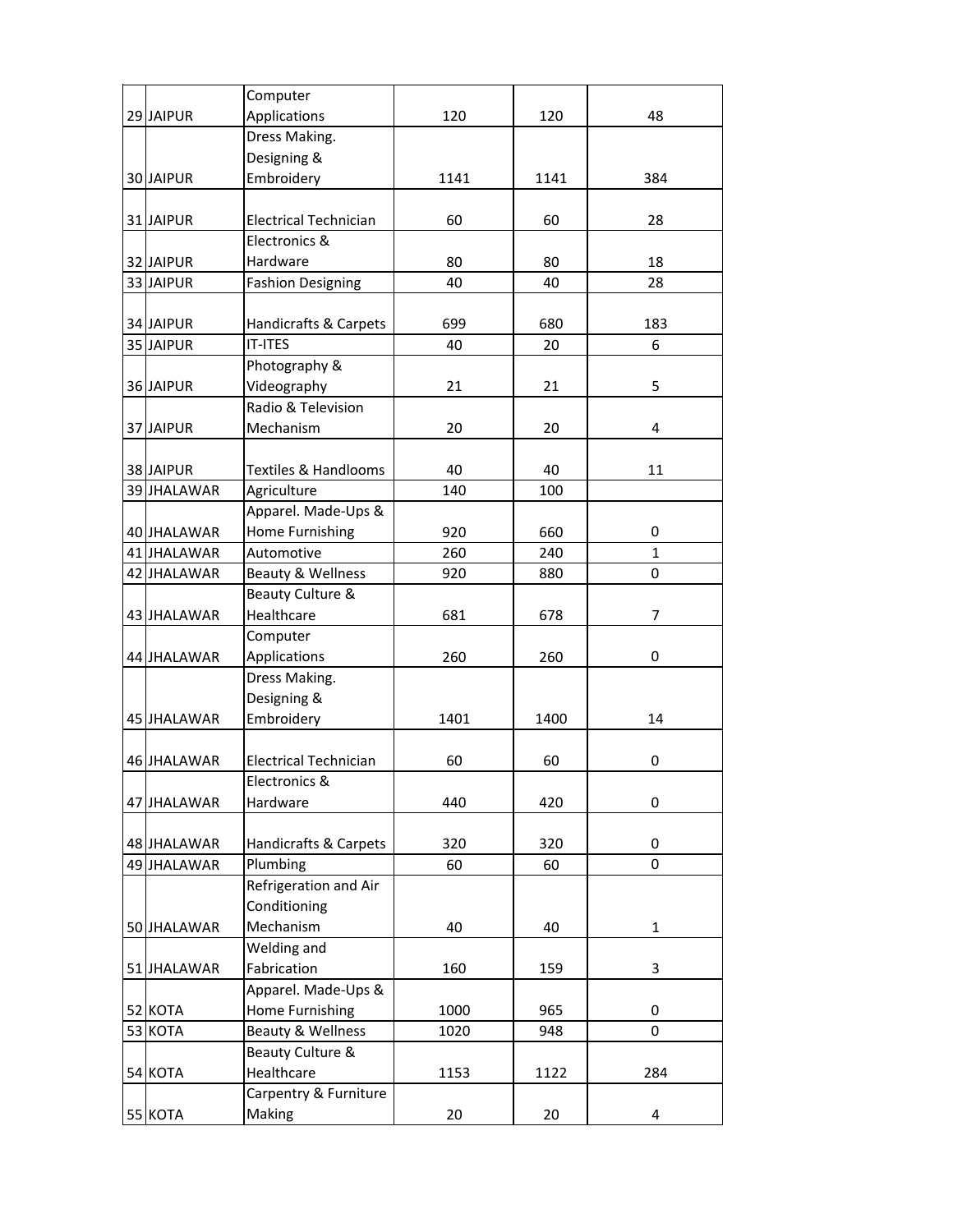| | | | | | |
|---|---|---|---|---|---|
| 29 | JAIPUR | Computer Applications | 120 | 120 | 48 |
| 30 | JAIPUR | Dress Making. Designing & Embroidery | 1141 | 1141 | 384 |
| 31 | JAIPUR | Electrical Technician | 60 | 60 | 28 |
| 32 | JAIPUR | Electronics & Hardware | 80 | 80 | 18 |
| 33 | JAIPUR | Fashion Designing | 40 | 40 | 28 |
| 34 | JAIPUR | Handicrafts & Carpets | 699 | 680 | 183 |
| 35 | JAIPUR | IT-ITES | 40 | 20 | 6 |
| 36 | JAIPUR | Photography & Videography | 21 | 21 | 5 |
| 37 | JAIPUR | Radio & Television Mechanism | 20 | 20 | 4 |
| 38 | JAIPUR | Textiles & Handlooms | 40 | 40 | 11 |
| 39 | JHALAWAR | Agriculture | 140 | 100 | |
| 40 | JHALAWAR | Apparel. Made-Ups & Home Furnishing | 920 | 660 | 0 |
| 41 | JHALAWAR | Automotive | 260 | 240 | 1 |
| 42 | JHALAWAR | Beauty & Wellness | 920 | 880 | 0 |
| 43 | JHALAWAR | Beauty Culture & Healthcare | 681 | 678 | 7 |
| 44 | JHALAWAR | Computer Applications | 260 | 260 | 0 |
| 45 | JHALAWAR | Dress Making. Designing & Embroidery | 1401 | 1400 | 14 |
| 46 | JHALAWAR | Electrical Technician | 60 | 60 | 0 |
| 47 | JHALAWAR | Electronics & Hardware | 440 | 420 | 0 |
| 48 | JHALAWAR | Handicrafts & Carpets | 320 | 320 | 0 |
| 49 | JHALAWAR | Plumbing | 60 | 60 | 0 |
| 50 | JHALAWAR | Refrigeration and Air Conditioning Mechanism | 40 | 40 | 1 |
| 51 | JHALAWAR | Welding and Fabrication | 160 | 159 | 3 |
| 52 | KOTA | Apparel. Made-Ups & Home Furnishing | 1000 | 965 | 0 |
| 53 | KOTA | Beauty & Wellness | 1020 | 948 | 0 |
| 54 | KOTA | Beauty Culture & Healthcare | 1153 | 1122 | 284 |
| 55 | KOTA | Carpentry & Furniture Making | 20 | 20 | 4 |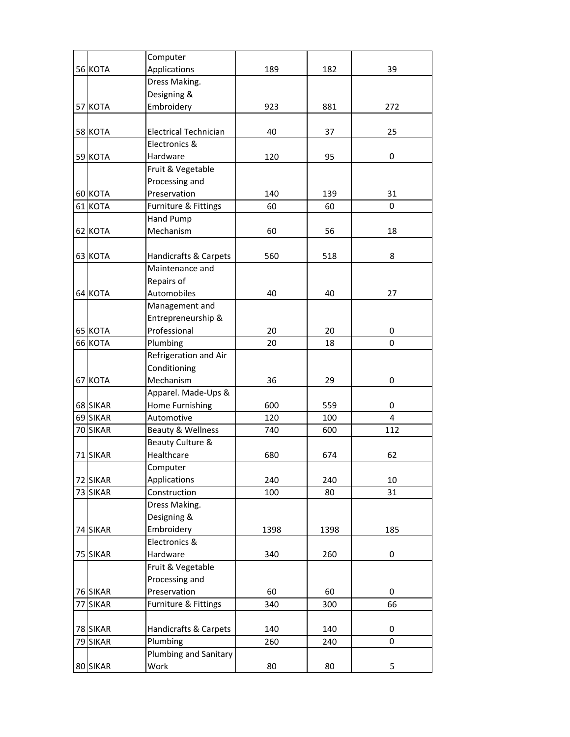| | | | | | |
|---|---|---|---|---|---|
| 56 | KOTA | Computer Applications | 189 | 182 | 39 |
| 57 | KOTA | Dress Making. Designing & Embroidery | 923 | 881 | 272 |
| 58 | KOTA | Electrical Technician | 40 | 37 | 25 |
| 59 | KOTA | Electronics & Hardware | 120 | 95 | 0 |
| 60 | KOTA | Fruit & Vegetable Processing and Preservation | 140 | 139 | 31 |
| 61 | KOTA | Furniture & Fittings | 60 | 60 | 0 |
| 62 | KOTA | Hand Pump Mechanism | 60 | 56 | 18 |
| 63 | KOTA | Handicrafts & Carpets | 560 | 518 | 8 |
| 64 | KOTA | Maintenance and Repairs of Automobiles | 40 | 40 | 27 |
| 65 | KOTA | Management and Entrepreneurship & Professional | 20 | 20 | 0 |
| 66 | KOTA | Plumbing | 20 | 18 | 0 |
| 67 | KOTA | Refrigeration and Air Conditioning Mechanism | 36 | 29 | 0 |
| 68 | SIKAR | Apparel. Made-Ups & Home Furnishing | 600 | 559 | 0 |
| 69 | SIKAR | Automotive | 120 | 100 | 4 |
| 70 | SIKAR | Beauty & Wellness | 740 | 600 | 112 |
| 71 | SIKAR | Beauty Culture & Healthcare | 680 | 674 | 62 |
| 72 | SIKAR | Computer Applications | 240 | 240 | 10 |
| 73 | SIKAR | Construction | 100 | 80 | 31 |
| 74 | SIKAR | Dress Making. Designing & Embroidery | 1398 | 1398 | 185 |
| 75 | SIKAR | Electronics & Hardware | 340 | 260 | 0 |
| 76 | SIKAR | Fruit & Vegetable Processing and Preservation | 60 | 60 | 0 |
| 77 | SIKAR | Furniture & Fittings | 340 | 300 | 66 |
| 78 | SIKAR | Handicrafts & Carpets | 140 | 140 | 0 |
| 79 | SIKAR | Plumbing | 260 | 240 | 0 |
| 80 | SIKAR | Plumbing and Sanitary Work | 80 | 80 | 5 |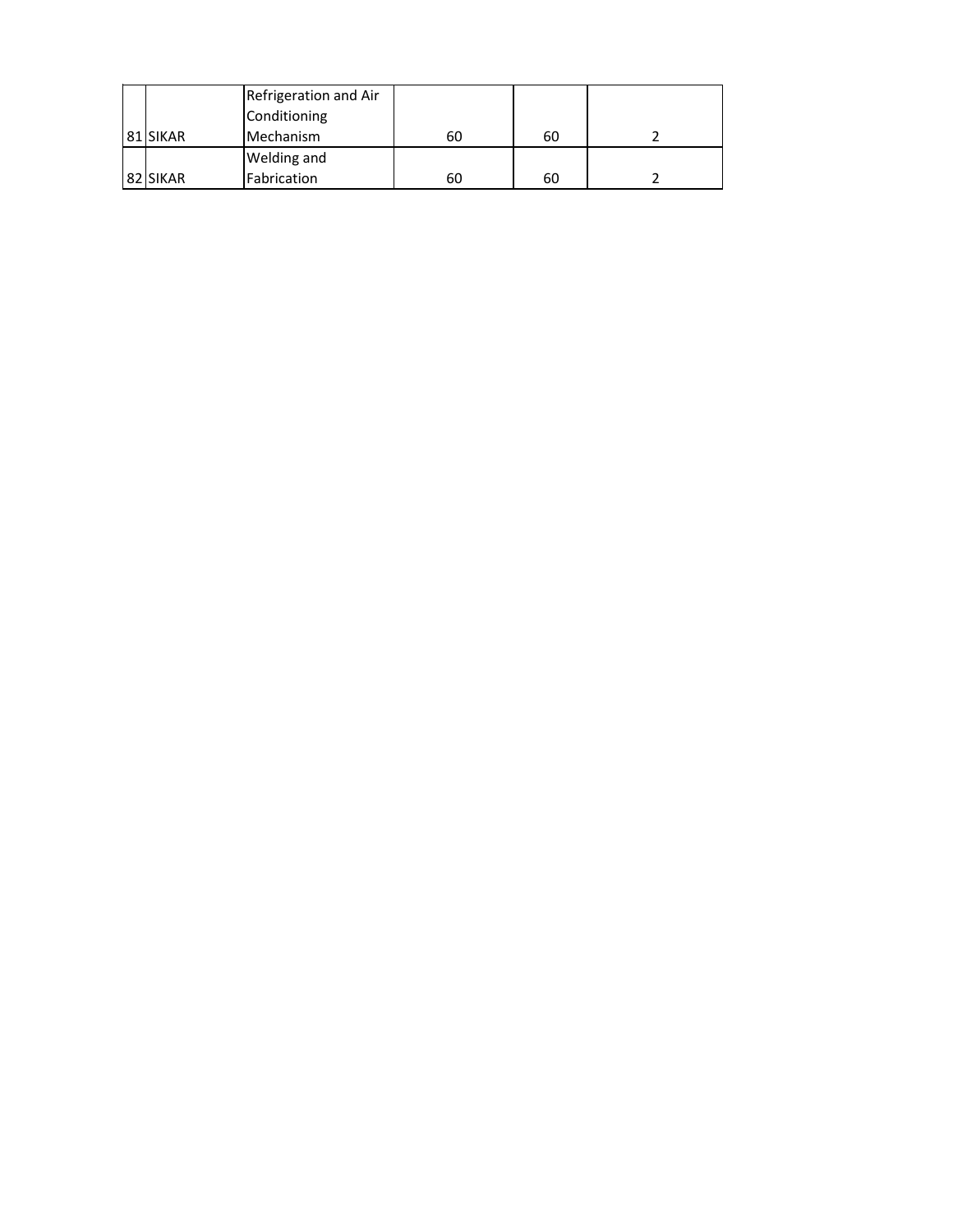| | | | | | |
|---|---|---|---|---|---|
| 81 | SIKAR | Refrigeration and Air Conditioning Mechanism | 60 | 60 | 2 |
| 82 | SIKAR | Welding and Fabrication | 60 | 60 | 2 |